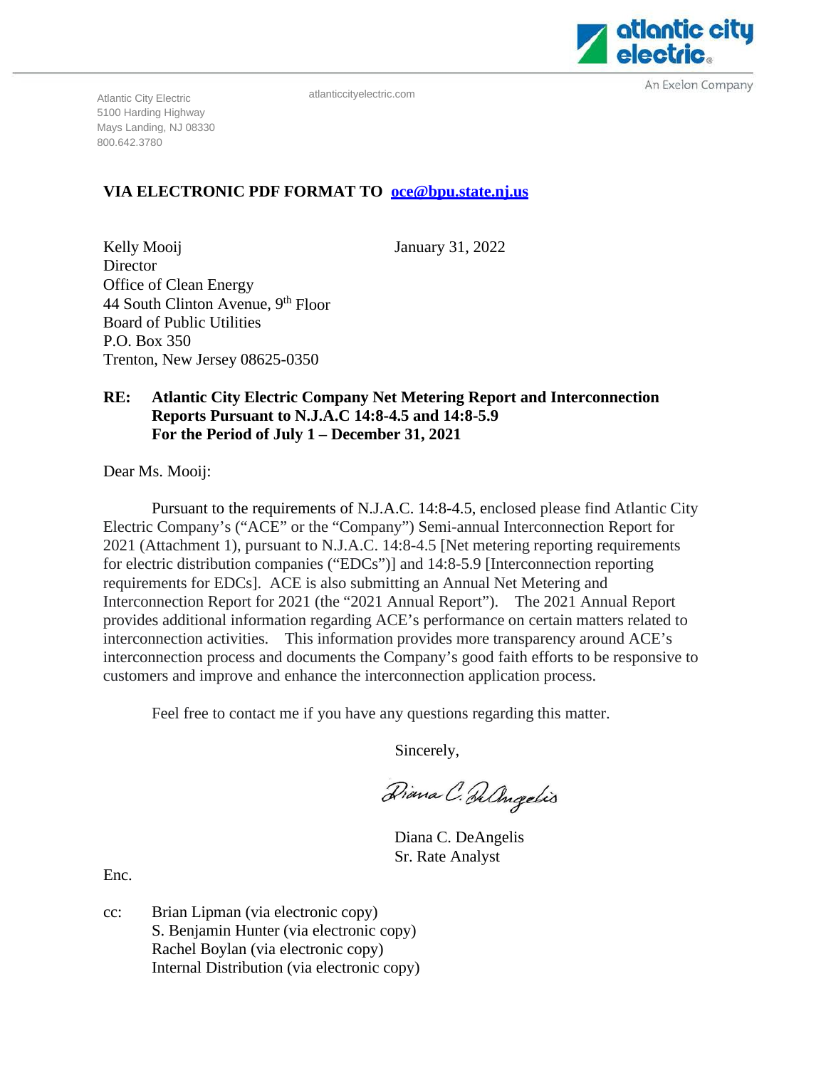Atlantic City Electric
5100 Harding Highway
Mays Landing, NJ 08330
800.642.3780

atlanticcityelectric.com

**VIA ELECTRONIC PDF FORMAT TO oce@bpu.state.nj.us**

Kelly Mooij
Director
Office of Clean Energy
44 South Clinton Avenue, 9th Floor
Board of Public Utilities
P.O. Box 350
Trenton, New Jersey 08625-0350

January 31, 2022

**RE: Atlantic City Electric Company Net Metering Report and Interconnection Reports Pursuant to N.J.A.C 14:8-4.5 and 14:8-5.9 For the Period of July 1 – December 31, 2021**

Dear Ms. Mooij:

Pursuant to the requirements of N.J.A.C. 14:8-4.5, enclosed please find Atlantic City Electric Company's ("ACE" or the "Company") Semi-annual Interconnection Report for 2021 (Attachment 1), pursuant to N.J.A.C. 14:8-4.5 [Net metering reporting requirements for electric distribution companies ("EDCs")] and 14:8-5.9 [Interconnection reporting requirements for EDCs]. ACE is also submitting an Annual Net Metering and Interconnection Report for 2021 (the "2021 Annual Report"). The 2021 Annual Report provides additional information regarding ACE's performance on certain matters related to interconnection activities. This information provides more transparency around ACE's interconnection process and documents the Company's good faith efforts to be responsive to customers and improve and enhance the interconnection application process.

Feel free to contact me if you have any questions regarding this matter.

Sincerely,

Diana C. DeAngelis
Sr. Rate Analyst

Enc.

cc: Brian Lipman (via electronic copy)
S. Benjamin Hunter (via electronic copy)
Rachel Boylan (via electronic copy)
Internal Distribution (via electronic copy)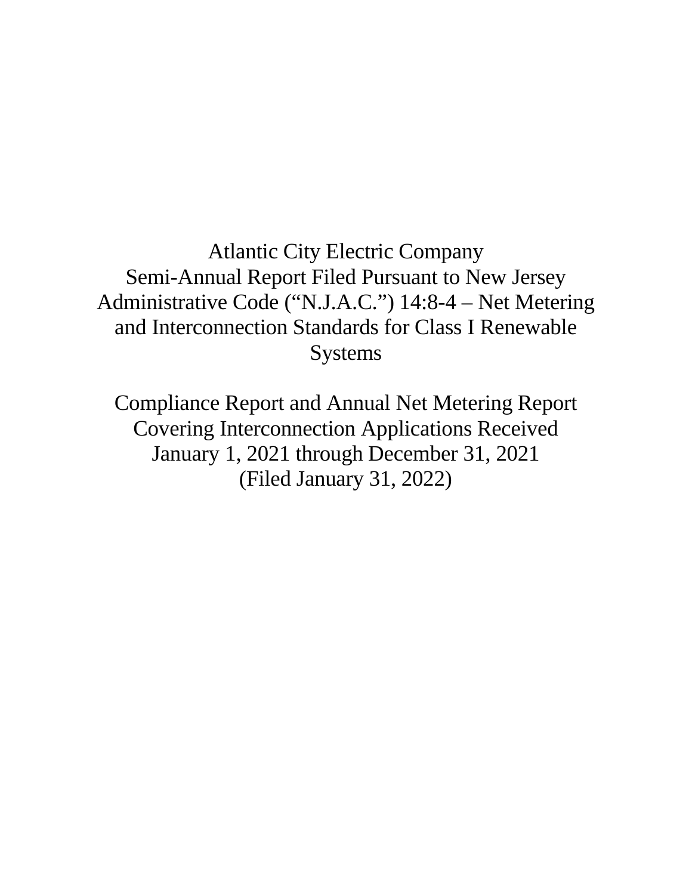Atlantic City Electric Company
Semi-Annual Report Filed Pursuant to New Jersey Administrative Code ("N.J.A.C.") 14:8-4 – Net Metering and Interconnection Standards for Class I Renewable Systems

Compliance Report and Annual Net Metering Report
Covering Interconnection Applications Received
January 1, 2021 through December 31, 2021
(Filed January 31, 2022)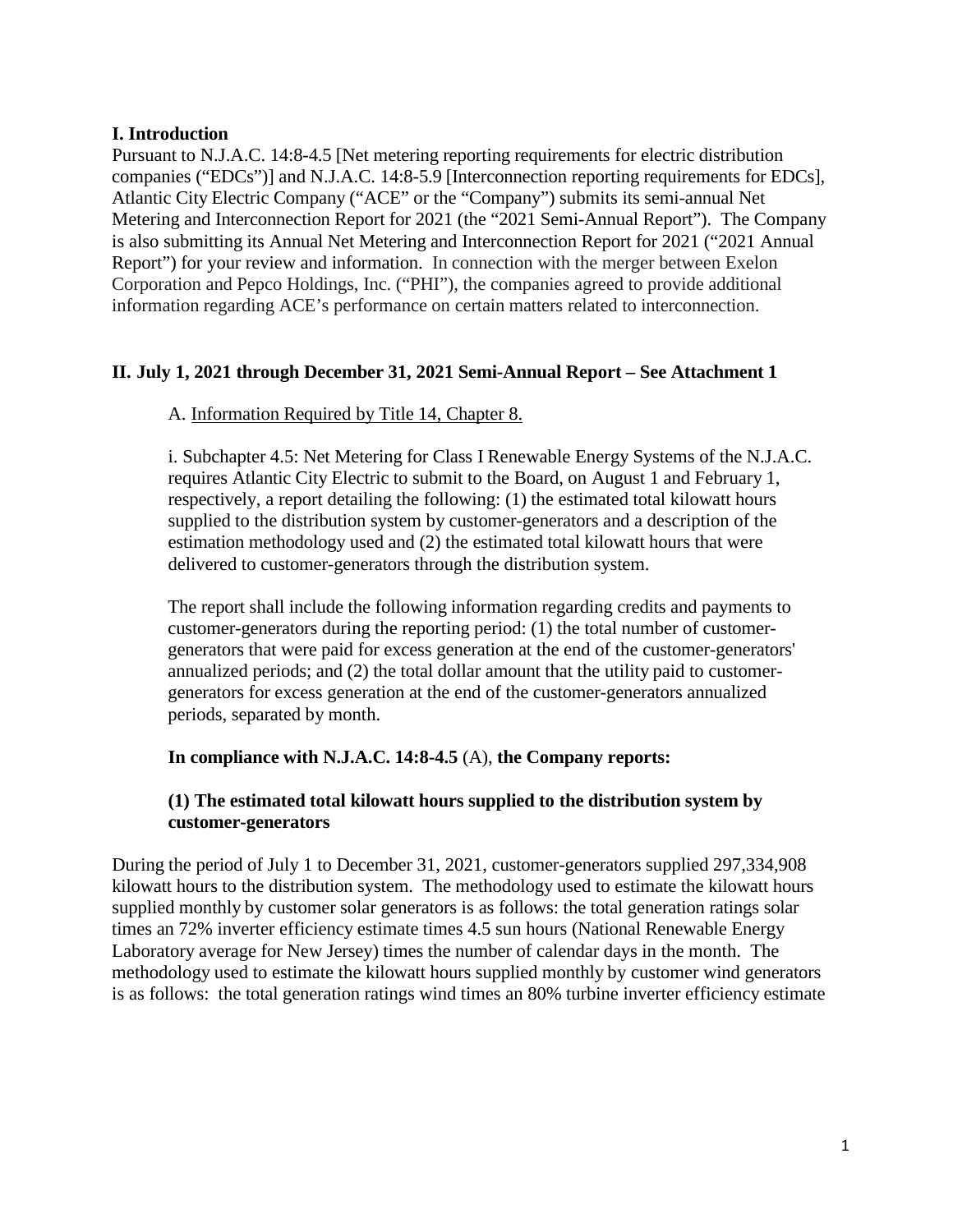## I. Introduction

Pursuant to N.J.A.C. 14:8-4.5 [Net metering reporting requirements for electric distribution companies ("EDCs")] and N.J.A.C. 14:8-5.9 [Interconnection reporting requirements for EDCs], Atlantic City Electric Company ("ACE" or the "Company") submits its semi-annual Net Metering and Interconnection Report for 2021 (the "2021 Semi-Annual Report"). The Company is also submitting its Annual Net Metering and Interconnection Report for 2021 ("2021 Annual Report") for your review and information. In connection with the merger between Exelon Corporation and Pepco Holdings, Inc. ("PHI"), the companies agreed to provide additional information regarding ACE's performance on certain matters related to interconnection.

## II. July 1, 2021 through December 31, 2021 Semi-Annual Report – See Attachment 1

### A. Information Required by Title 14, Chapter 8.

i. Subchapter 4.5: Net Metering for Class I Renewable Energy Systems of the N.J.A.C. requires Atlantic City Electric to submit to the Board, on August 1 and February 1, respectively, a report detailing the following: (1) the estimated total kilowatt hours supplied to the distribution system by customer-generators and a description of the estimation methodology used and (2) the estimated total kilowatt hours that were delivered to customer-generators through the distribution system.

The report shall include the following information regarding credits and payments to customer-generators during the reporting period: (1) the total number of customer-generators that were paid for excess generation at the end of the customer-generators' annualized periods; and (2) the total dollar amount that the utility paid to customer-generators for excess generation at the end of the customer-generators annualized periods, separated by month.

**In compliance with N.J.A.C. 14:8-4.5** (A), **the Company reports:**

**(1) The estimated total kilowatt hours supplied to the distribution system by customer-generators**

During the period of July 1 to December 31, 2021, customer-generators supplied 297,334,908 kilowatt hours to the distribution system. The methodology used to estimate the kilowatt hours supplied monthly by customer solar generators is as follows: the total generation ratings solar times an 72% inverter efficiency estimate times 4.5 sun hours (National Renewable Energy Laboratory average for New Jersey) times the number of calendar days in the month. The methodology used to estimate the kilowatt hours supplied monthly by customer wind generators is as follows: the total generation ratings wind times an 80% turbine inverter efficiency estimate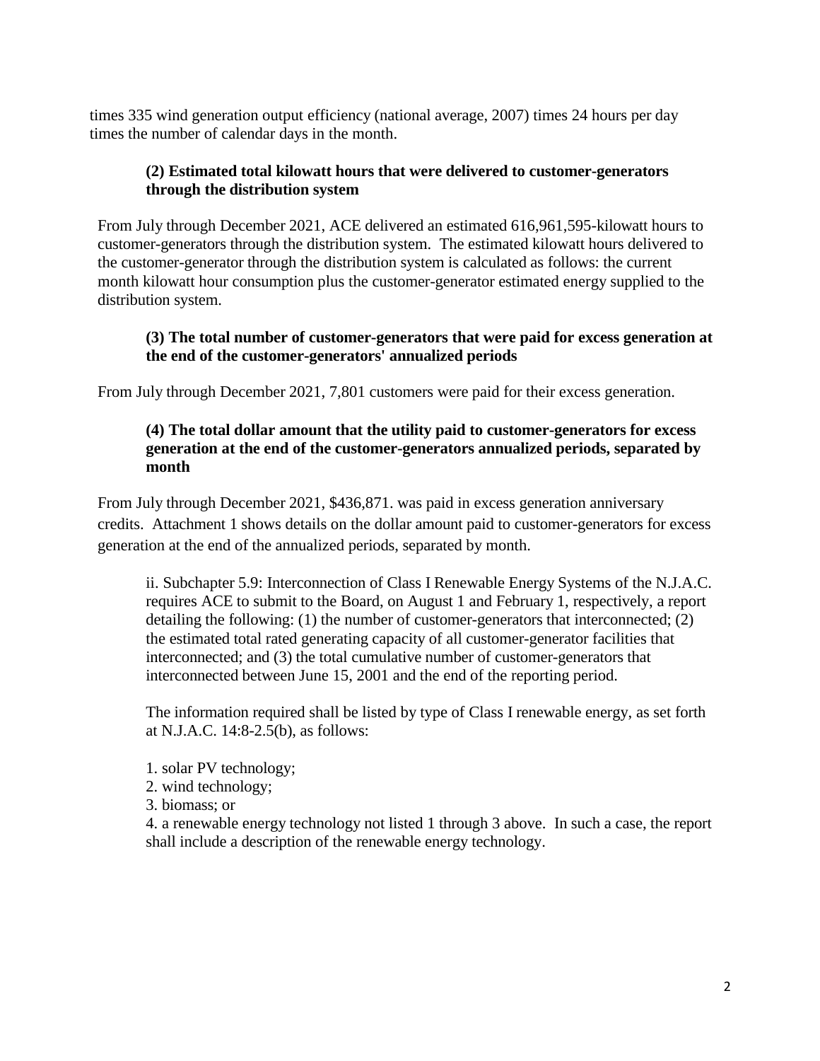times 335 wind generation output efficiency (national average, 2007) times 24 hours per day times the number of calendar days in the month.

**(2) Estimated total kilowatt hours that were delivered to customer-generators through the distribution system**

From July through December 2021, ACE delivered an estimated 616,961,595-kilowatt hours to customer-generators through the distribution system. The estimated kilowatt hours delivered to the customer-generator through the distribution system is calculated as follows: the current month kilowatt hour consumption plus the customer-generator estimated energy supplied to the distribution system.

**(3) The total number of customer-generators that were paid for excess generation at the end of the customer-generators' annualized periods**

From July through December 2021, 7,801 customers were paid for their excess generation.

**(4) The total dollar amount that the utility paid to customer-generators for excess generation at the end of the customer-generators annualized periods, separated by month**

From July through December 2021, $436,871. was paid in excess generation anniversary credits. Attachment 1 shows details on the dollar amount paid to customer-generators for excess generation at the end of the annualized periods, separated by month.

ii. Subchapter 5.9: Interconnection of Class I Renewable Energy Systems of the N.J.A.C. requires ACE to submit to the Board, on August 1 and February 1, respectively, a report detailing the following: (1) the number of customer-generators that interconnected; (2) the estimated total rated generating capacity of all customer-generator facilities that interconnected; and (3) the total cumulative number of customer-generators that interconnected between June 15, 2001 and the end of the reporting period.

The information required shall be listed by type of Class I renewable energy, as set forth at N.J.A.C. 14:8-2.5(b), as follows:

1. solar PV technology;
2. wind technology;
3. biomass; or
4. a renewable energy technology not listed 1 through 3 above. In such a case, the report shall include a description of the renewable energy technology.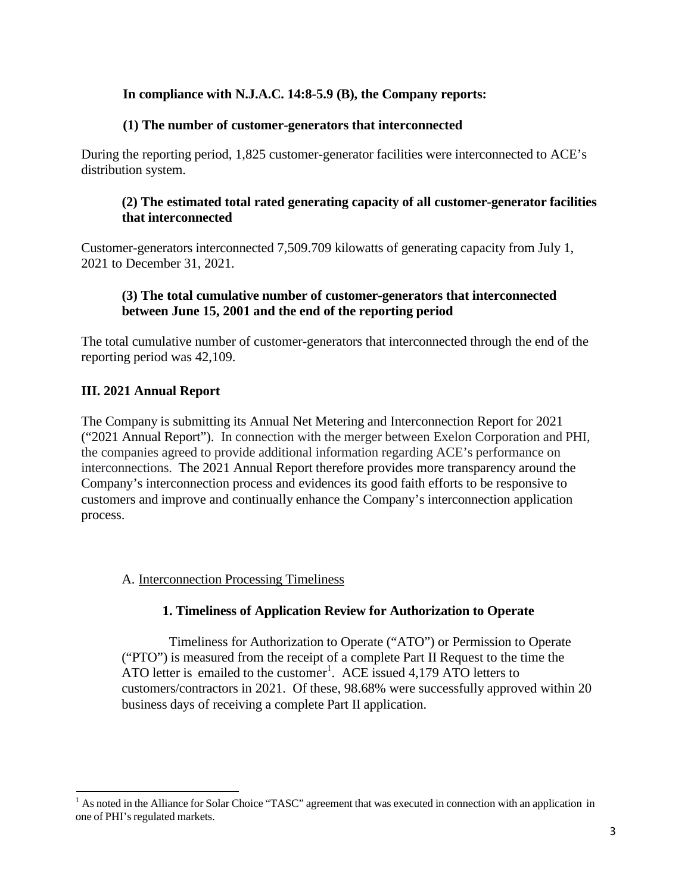**In compliance with N.J.A.C. 14:8-5.9 (B), the Company reports:**

**(1) The number of customer-generators that interconnected**

During the reporting period, 1,825 customer-generator facilities were interconnected to ACE's distribution system.

**(2) The estimated total rated generating capacity of all customer-generator facilities that interconnected**

Customer-generators interconnected 7,509.709 kilowatts of generating capacity from July 1, 2021 to December 31, 2021.

**(3) The total cumulative number of customer-generators that interconnected between June 15, 2001 and the end of the reporting period**

The total cumulative number of customer-generators that interconnected through the end of the reporting period was 42,109.

## III. 2021 Annual Report

The Company is submitting its Annual Net Metering and Interconnection Report for 2021 ("2021 Annual Report"). In connection with the merger between Exelon Corporation and PHI, the companies agreed to provide additional information regarding ACE's performance on interconnections. The 2021 Annual Report therefore provides more transparency around the Company's interconnection process and evidences its good faith efforts to be responsive to customers and improve and continually enhance the Company's interconnection application process.

### A. Interconnection Processing Timeliness

#### 1. Timeliness of Application Review for Authorization to Operate

Timeliness for Authorization to Operate ("ATO") or Permission to Operate ("PTO") is measured from the receipt of a complete Part II Request to the time the ATO letter is emailed to the customer[1]. ACE issued 4,179 ATO letters to customers/contractors in 2021. Of these, 98.68% were successfully approved within 20 business days of receiving a complete Part II application.

[1] As noted in the Alliance for Solar Choice "TASC" agreement that was executed in connection with an application in one of PHI's regulated markets.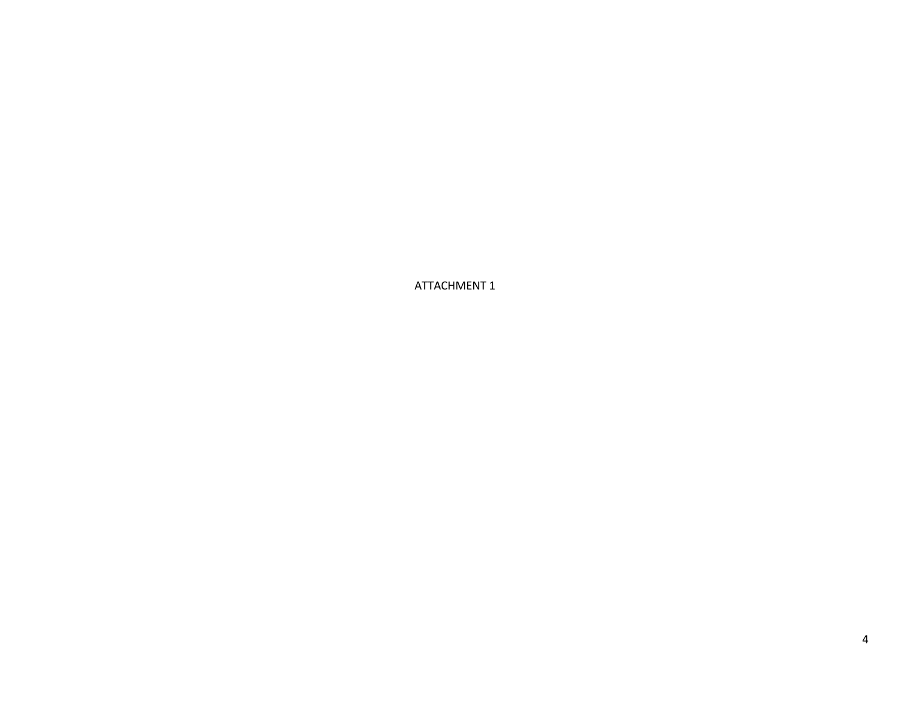ATTACHMENT 1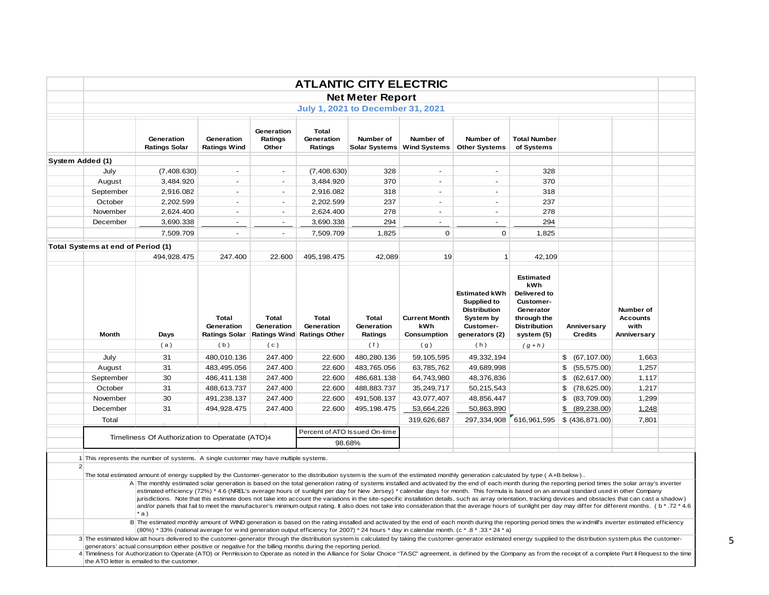# ATLANTIC CITY ELECTRIC

## Net Meter Report

### July 1, 2021 to December 31, 2021

| | | Generation Ratings Solar | Generation Ratings Wind | Generation Ratings Other | Total Generation Ratings | Number of Solar Systems | Number of Wind Systems | Number of Other Systems | Total Number of Systems |
|---|---|---|---|---|---|---|---|---|---|
| **System Added (1)** | | | | | | | | | |
| | July | (7,408.630) | - | - | (7,408.630) | 328 | - | - | 328 |
| | August | 3,484.920 | - | - | 3,484.920 | 370 | - | - | 370 |
| | September | 2,916.082 | - | - | 2,916.082 | 318 | - | - | 318 |
| | October | 2,202.599 | - | - | 2,202.599 | 237 | - | - | 237 |
| | November | 2,624.400 | - | - | 2,624.400 | 278 | - | - | 278 |
| | December | 3,690.338 | - | - | 3,690.338 | 294 | - | - | 294 |
| | | 7,509.709 | - | - | 7,509.709 | 1,825 | 0 | 0 | 1,825 |
| **Total Systems at end of Period (1)** | | | | | | | | | |
| | | 494,928.475 | 247.400 | 22.600 | 495,198.475 | 42,089 | 19 | 1 | 42,109 |

| Month | Days | Total Generation Ratings Solar | Total Generation Ratings Wind | Total Generation Ratings Other | Total Generation Ratings | Current Month kWh Consumption | Estimated kWh Supplied to Distribution System by Customer-generators (2) | Estimated kWh Delivered to Customer-Generator through the Distribution system (5) | Anniversary Credits | Number of Accounts with Anniversary |
|---|---|---|---|---|---|---|---|---|---|---|
| | ( a ) | ( b ) | ( c ) | | ( f ) | ( g ) | ( h ) | ( g + h ) | | |
| July | 31 | 480,010.136 | 247.400 | 22.600 | 480,280.136 | 59,105,595 | 49,332,194 | | $ (67,107.00) | 1,663 |
| August | 31 | 483,495.056 | 247.400 | 22.600 | 483,765.056 | 63,785,762 | 49,689,998 | | $ (55,575.00) | 1,257 |
| September | 30 | 486,411.138 | 247.400 | 22.600 | 486,681.138 | 64,743,980 | 48,376,836 | | $ (62,617.00) | 1,117 |
| October | 31 | 488,613.737 | 247.400 | 22.600 | 488,883.737 | 35,249,717 | 50,215,543 | | $ (78,625.00) | 1,217 |
| November | 30 | 491,238.137 | 247.400 | 22.600 | 491,508.137 | 43,077,407 | 48,856,447 | | $ (83,709.00) | 1,299 |
| December | 31 | 494,928.475 | 247.400 | 22.600 | 495,198.475 | 53,664,226 | 50,863,890 | | $ (89,238.00) | 1,248 |
| Total | | | | | | 319,626,687 | 297,334,908 | 616,961,595 | $ (436,871.00) | 7,801 |

| Timeliness Of Authorization to Operatate (ATO)4 | Percent of ATO Issued On-time |
|---|---|
| | 98.68% |

1 This represents the number of systems. A single customer may have multiple systems.

2 The total estimated amount of energy supplied by the Customer-generator to the distribution system is the sum of the estimated monthly generation calculated by type ( A+B below )..

A The monthly estimated solar generation is based on the total generation rating of systems installed and activated by the end of each month during the reporting period times the solar array's inverter estimated efficiency (72%) * 4.6 (NREL's average hours of sunlight per day for New Jersey) * calendar days for month. This formula is based on an annual standard used in other Company jurisdictions. Note that this estimate does not take into account the variations in the site-specific installation details, such as array orientation, tracking devices and obstacles that can cast a shadow) and/or panels that fail to meet the manufacturer's minimum output rating. It also does not take into consideration that the average hours of sunlight per day may differ for different months. ( b * .72 * 4.6 * a )

B The estimated monthly amount of WIND generation is based on the rating installed and activated by the end of each month during the reporting period times the windmill's inverter estimated efficiency (80%) * 33% (national average for wind generation output efficiency for 2007) * 24 hours * day in calendar month. (c * .8 * .33 * 24 * a)

3 The estimated kilowatt hours delivered to the customer-generator through the distribution system is calculated by taking the customer-generator estimated energy supplied to the distribution system plus the customer-generators' actual consumption either positive or negative for the billing months during the reporting period.

4 Timeliness for Authorization to Operate (ATO) or Permission to Operate as noted in the Alliance for Solar Choice "TASC" agreement, is defined by the Company as from the receipt of a complete Part II Request to the time the ATO letter is emailed to the customer.